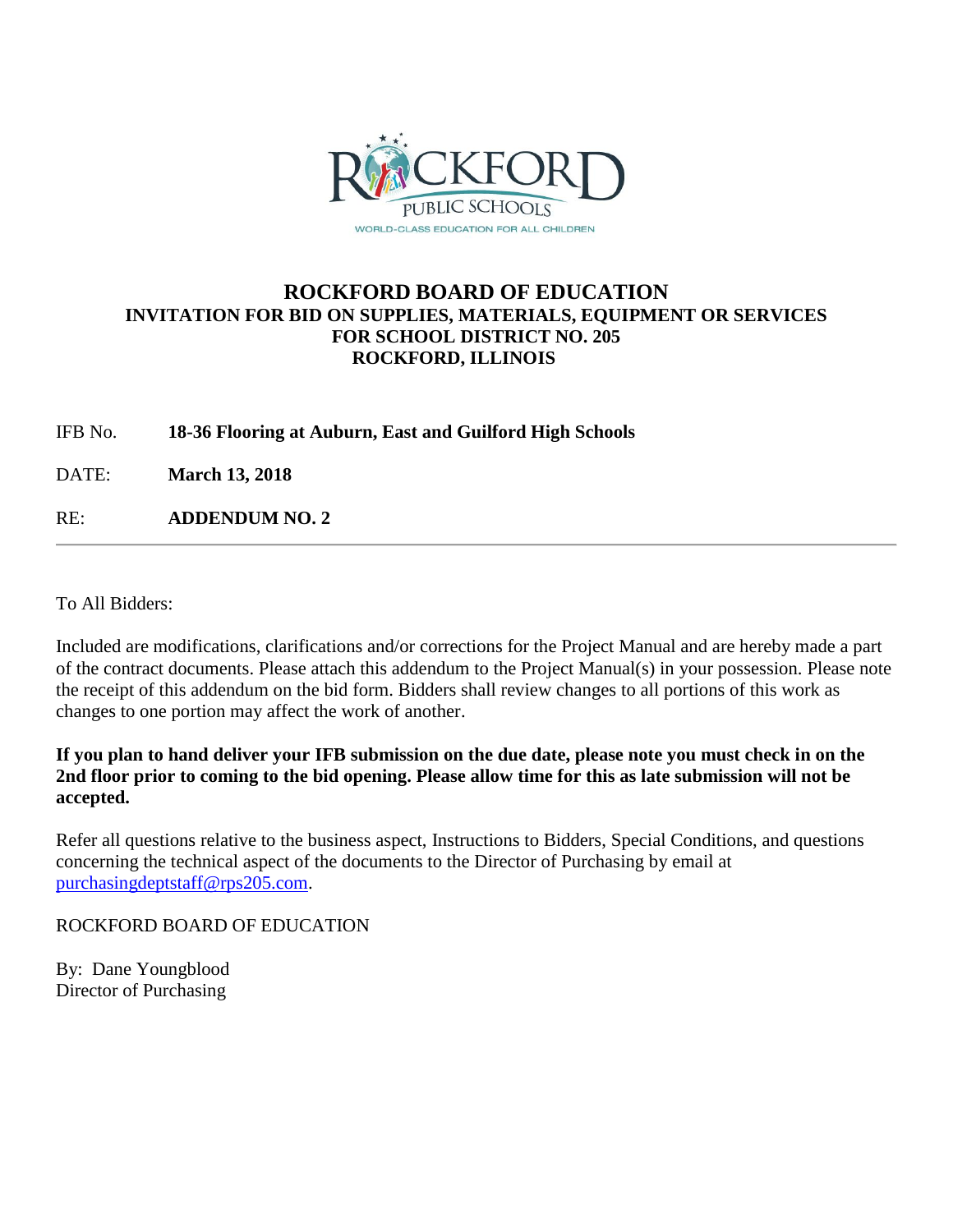ROCKFORD PUBLIC SCHOOLS

WORLD-CLASS EDUCATION FOR ALL CHILDREN

# ROCKFORD BOARD OF EDUCATION

## INVITATION FOR BID ON SUPPLIES, MATERIALS, EQUIPMENT OR SERVICES FOR SCHOOL DISTRICT NO. 205 ROCKFORD, ILLINOIS

IFB No. **18-36 Flooring at Auburn, East and Guilford High Schools**

DATE: **March 13, 2018**

RE: **ADDENDUM NO. 2**

---

To All Bidders:

Included are modifications, clarifications and/or corrections for the Project Manual and are hereby made a part of the contract documents. Please attach this addendum to the Project Manual(s) in your possession. Please note the receipt of this addendum on the bid form. Bidders shall review changes to all portions of this work as changes to one portion may affect the work of another.

**If you plan to hand deliver your IFB submission on the due date, please note you must check in on the 2nd floor prior to coming to the bid opening. Please allow time for this as late submission will not be accepted.**

Refer all questions relative to the business aspect, Instructions to Bidders, Special Conditions, and questions concerning the technical aspect of the documents to the Director of Purchasing by email at purchasingdeptstaff@rps205.com.

ROCKFORD BOARD OF EDUCATION

By: Dane Youngblood
Director of Purchasing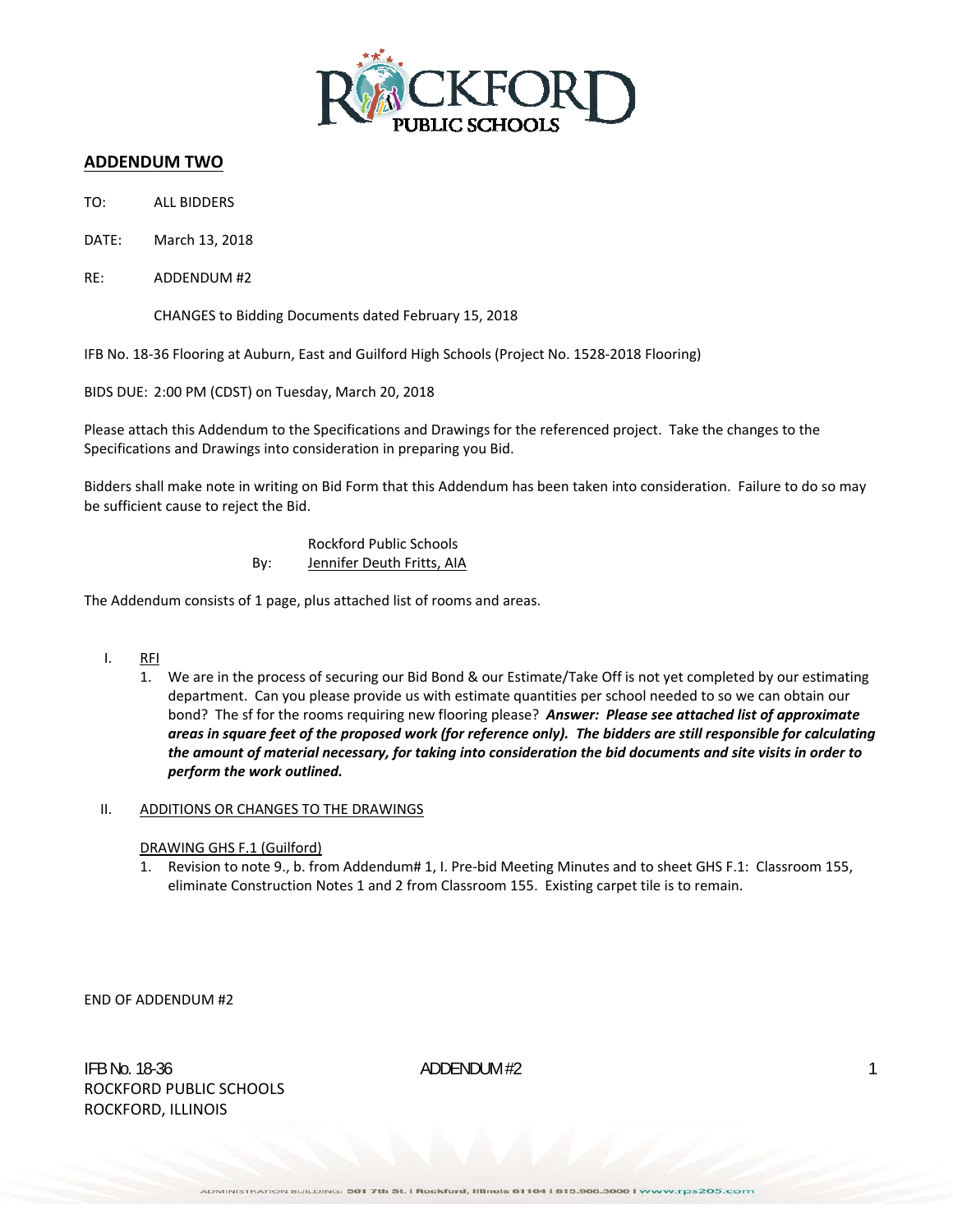## ADDENDUM TWO

TO: ALL BIDDERS

DATE: March 13, 2018

RE: ADDENDUM #2

CHANGES to Bidding Documents dated February 15, 2018

IFB No. 18-36 Flooring at Auburn, East and Guilford High Schools (Project No. 1528-2018 Flooring)

BIDS DUE: 2:00 PM (CDST) on Tuesday, March 20, 2018

Please attach this Addendum to the Specifications and Drawings for the referenced project. Take the changes to the Specifications and Drawings into consideration in preparing you Bid.

Bidders shall make note in writing on Bid Form that this Addendum has been taken into consideration. Failure to do so may be sufficient cause to reject the Bid.

Rockford Public Schools
By: Jennifer Deuth Fritts, AIA

The Addendum consists of 1 page, plus attached list of rooms and areas.

I. RFI
   1. We are in the process of securing our Bid Bond & our Estimate/Take Off is not yet completed by our estimating department. Can you please provide us with estimate quantities per school needed to so we can obtain our bond? The sf for the rooms requiring new flooring please? ***Answer: Please see attached list of approximate areas in square feet of the proposed work (for reference only). The bidders are still responsible for calculating the amount of material necessary, for taking into consideration the bid documents and site visits in order to perform the work outlined.***

II. ADDITIONS OR CHANGES TO THE DRAWINGS

DRAWING GHS F.1 (Guilford)

1. Revision to note 9., b. from Addendum# 1, I. Pre-bid Meeting Minutes and to sheet GHS F.1: Classroom 155, eliminate Construction Notes 1 and 2 from Classroom 155. Existing carpet tile is to remain.

END OF ADDENDUM #2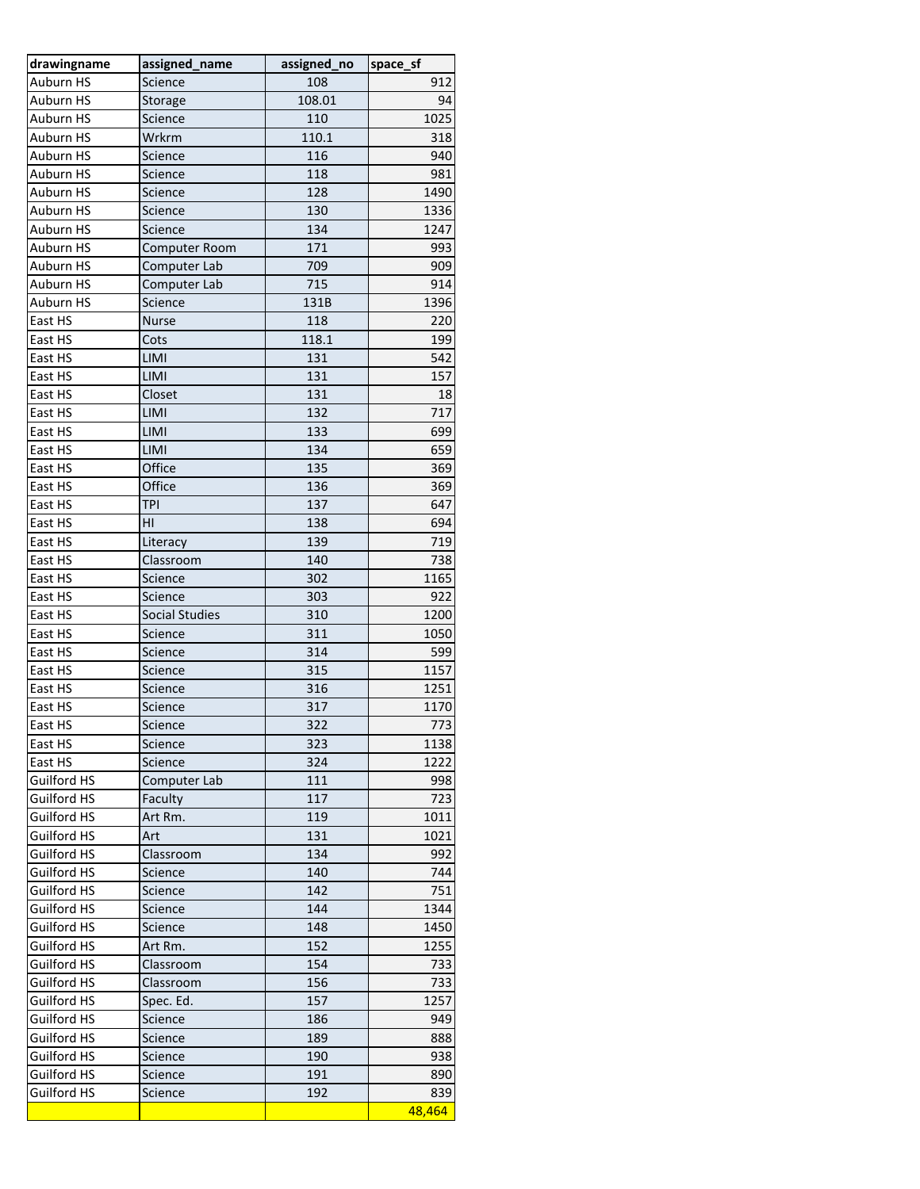| drawingname | assigned_name | assigned_no | space_sf |
|---|---|---|---|
| Auburn HS | Science | 108 | 912 |
| Auburn HS | Storage | 108.01 | 94 |
| Auburn HS | Science | 110 | 1025 |
| Auburn HS | Wrkrm | 110.1 | 318 |
| Auburn HS | Science | 116 | 940 |
| Auburn HS | Science | 118 | 981 |
| Auburn HS | Science | 128 | 1490 |
| Auburn HS | Science | 130 | 1336 |
| Auburn HS | Science | 134 | 1247 |
| Auburn HS | Computer Room | 171 | 993 |
| Auburn HS | Computer Lab | 709 | 909 |
| Auburn HS | Computer Lab | 715 | 914 |
| Auburn HS | Science | 131B | 1396 |
| East HS | Nurse | 118 | 220 |
| East HS | Cots | 118.1 | 199 |
| East HS | LIMI | 131 | 542 |
| East HS | LIMI | 131 | 157 |
| East HS | Closet | 131 | 18 |
| East HS | LIMI | 132 | 717 |
| East HS | LIMI | 133 | 699 |
| East HS | LIMI | 134 | 659 |
| East HS | Office | 135 | 369 |
| East HS | Office | 136 | 369 |
| East HS | TPI | 137 | 647 |
| East HS | HI | 138 | 694 |
| East HS | Literacy | 139 | 719 |
| East HS | Classroom | 140 | 738 |
| East HS | Science | 302 | 1165 |
| East HS | Science | 303 | 922 |
| East HS | Social Studies | 310 | 1200 |
| East HS | Science | 311 | 1050 |
| East HS | Science | 314 | 599 |
| East HS | Science | 315 | 1157 |
| East HS | Science | 316 | 1251 |
| East HS | Science | 317 | 1170 |
| East HS | Science | 322 | 773 |
| East HS | Science | 323 | 1138 |
| East HS | Science | 324 | 1222 |
| Guilford HS | Computer Lab | 111 | 998 |
| Guilford HS | Faculty | 117 | 723 |
| Guilford HS | Art Rm. | 119 | 1011 |
| Guilford HS | Art | 131 | 1021 |
| Guilford HS | Classroom | 134 | 992 |
| Guilford HS | Science | 140 | 744 |
| Guilford HS | Science | 142 | 751 |
| Guilford HS | Science | 144 | 1344 |
| Guilford HS | Science | 148 | 1450 |
| Guilford HS | Art Rm. | 152 | 1255 |
| Guilford HS | Classroom | 154 | 733 |
| Guilford HS | Classroom | 156 | 733 |
| Guilford HS | Spec. Ed. | 157 | 1257 |
| Guilford HS | Science | 186 | 949 |
| Guilford HS | Science | 189 | 888 |
| Guilford HS | Science | 190 | 938 |
| Guilford HS | Science | 191 | 890 |
| Guilford HS | Science | 192 | 839 |
| | | | 48,464 |